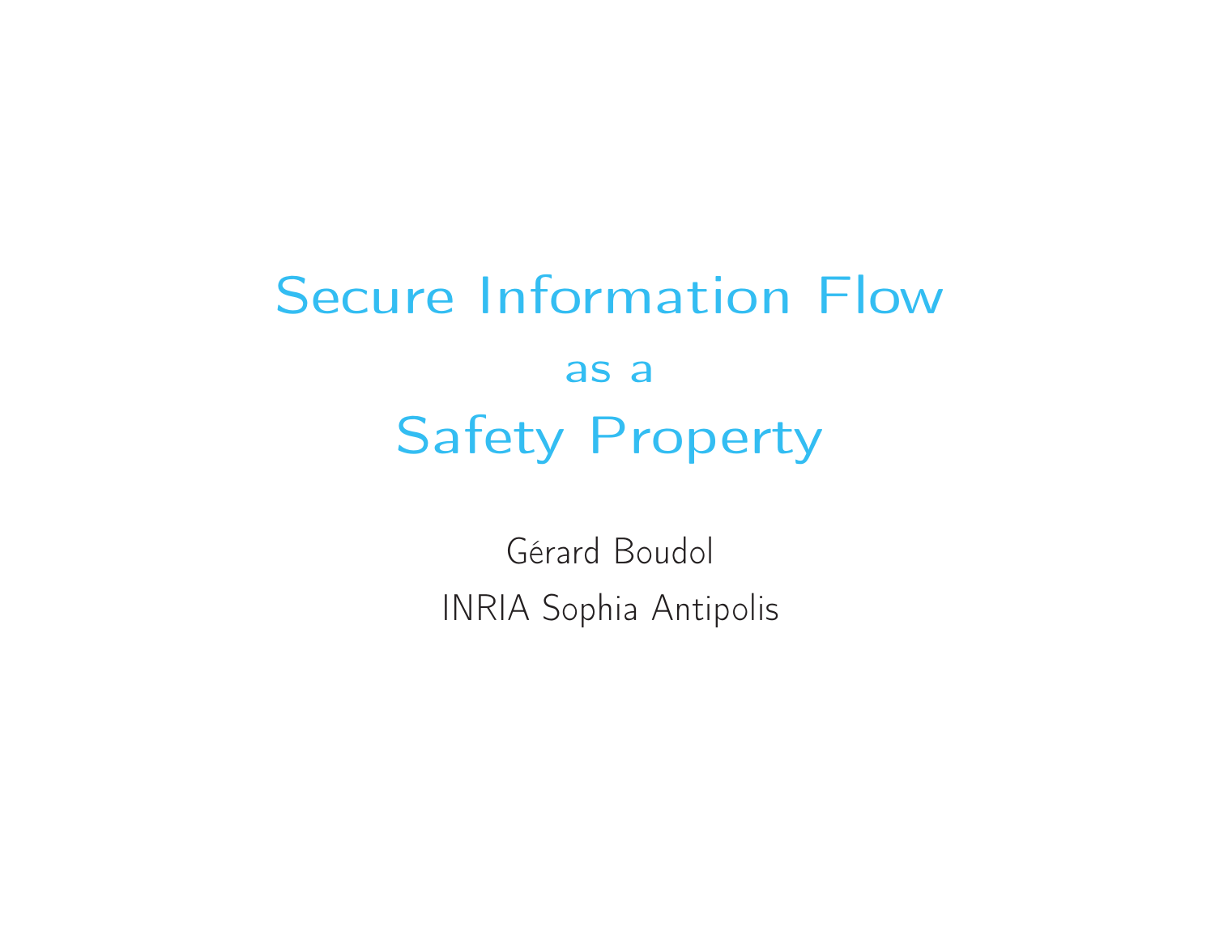# Secure Information Flow

as a

# Safety Property

Gérard Boudol

INRIA Sophia Antipolis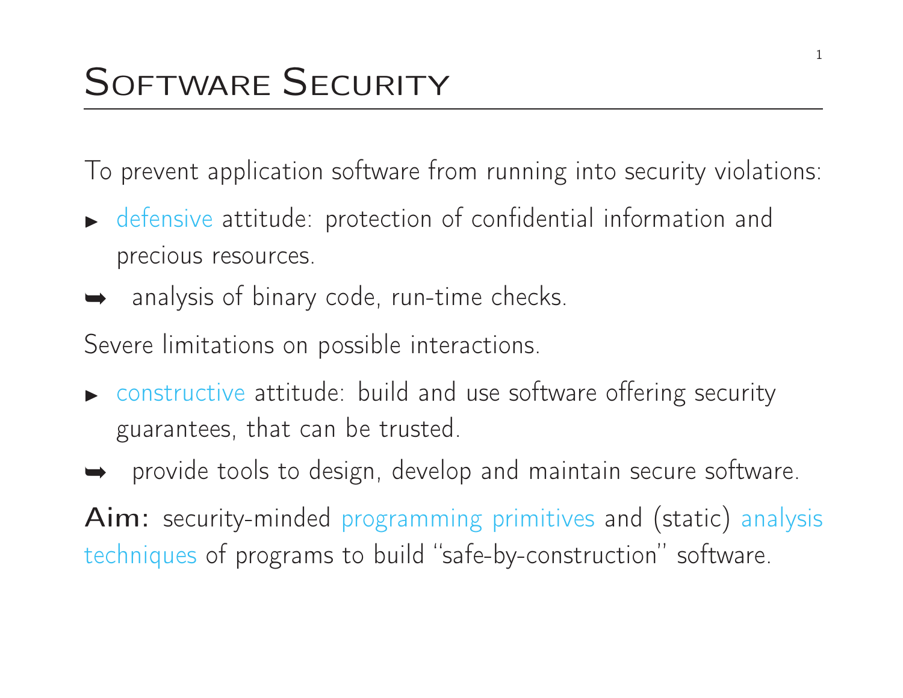# Software Security

To prevent application software from running into security violations:

- *defensive* attitude: protection of confidential information and precious resources.

➥ analysis of binary code, run-time checks.

Severe limitations on possible interactions.

- *constructive* attitude: build and use software offering security guarantees, that can be trusted.

➥ provide tools to design, develop and maintain secure software.

**Aim:** security-minded *programming primitives* and (static) *analysis techniques* of programs to build "safe-by-construction" software.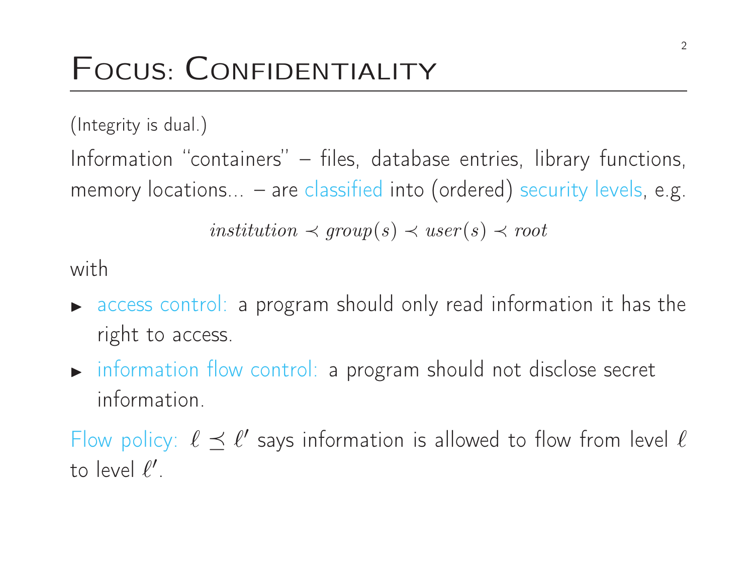# Focus: Confidentiality

(Integrity is dual.)

Information "containers" – files, database entries, library functions, memory locations... – are classified into (ordered) security levels, e.g.

$$institution \prec group(s) \prec user(s) \prec root$$

with

- access control: a program should only read information it has the right to access.
- information flow control: a program should not disclose secret information.

Flow policy: $\ell \preceq \ell'$ says information is allowed to flow from level $\ell$ to level $\ell'$.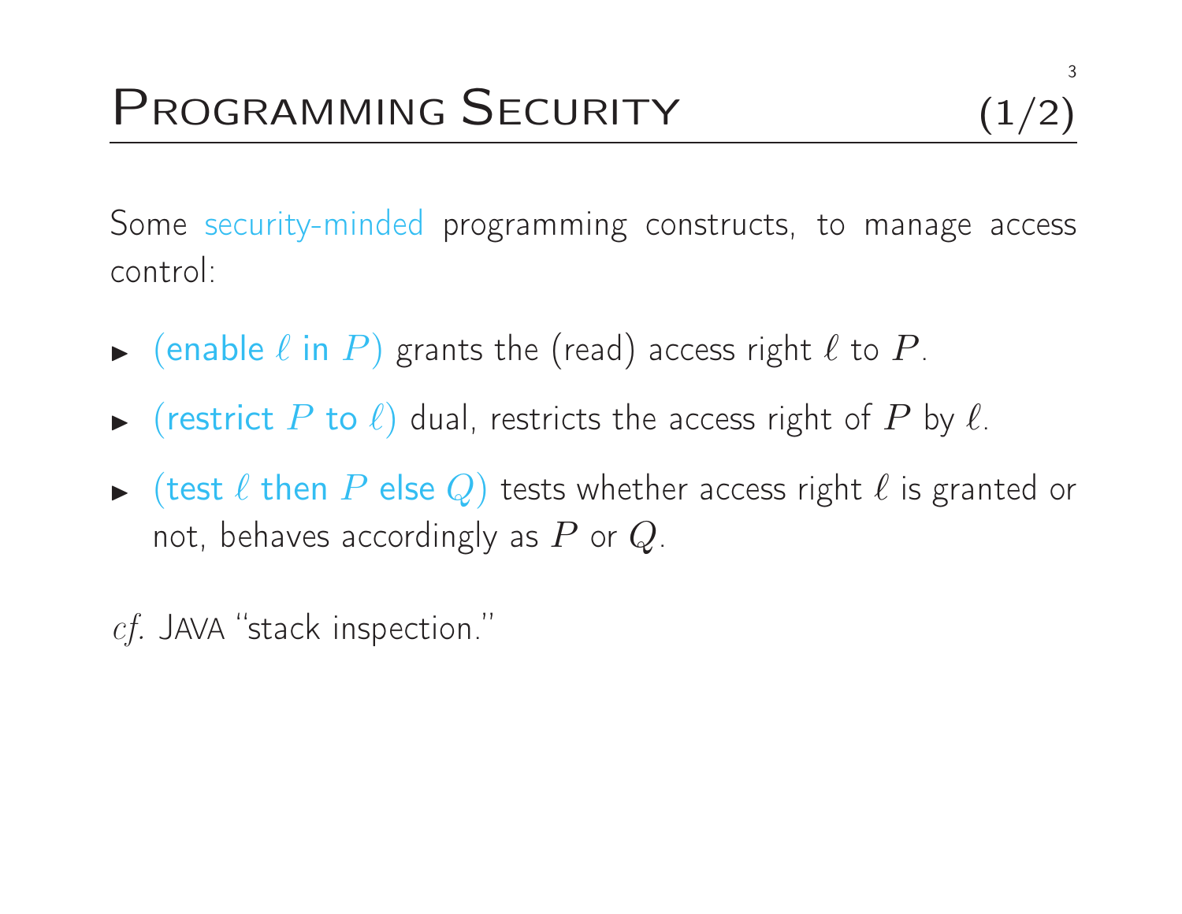# Programming Security (1/2)

Some security-minded programming constructs, to manage access control:

- (enable $\ell$ in $P$) grants the (read) access right $\ell$ to $P$.
- (restrict $P$ to $\ell$) dual, restricts the access right of $P$ by $\ell$.
- (test $\ell$ then $P$ else $Q$) tests whether access right $\ell$ is granted or not, behaves accordingly as $P$ or $Q$.

*cf.* Java "stack inspection."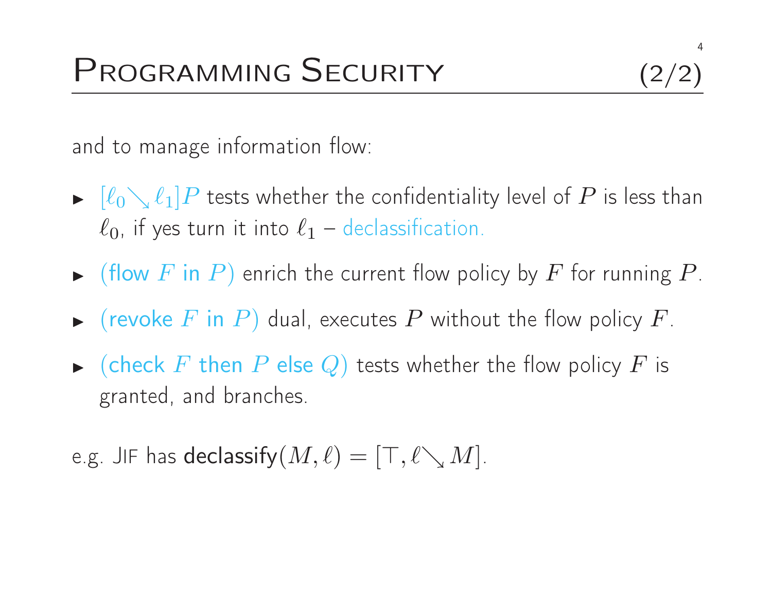# Programming Security (2/2)

and to manage information flow:

- $[\ell_0 \searrow \ell_1]P$ tests whether the confidentiality level of $P$ is less than $\ell_0$, if yes turn it into $\ell_1$ – declassification.
- $(\text{flow } F \text{ in } P)$ enrich the current flow policy by $F$ for running $P$.
- $(\text{revoke } F \text{ in } P)$ dual, executes $P$ without the flow policy $F$.
- $(\text{check } F \text{ then } P \text{ else } Q)$ tests whether the flow policy $F$ is granted, and branches.

e.g. JIF has $\textbf{declassify}(M, \ell) = [\top, \ell \searrow M]$.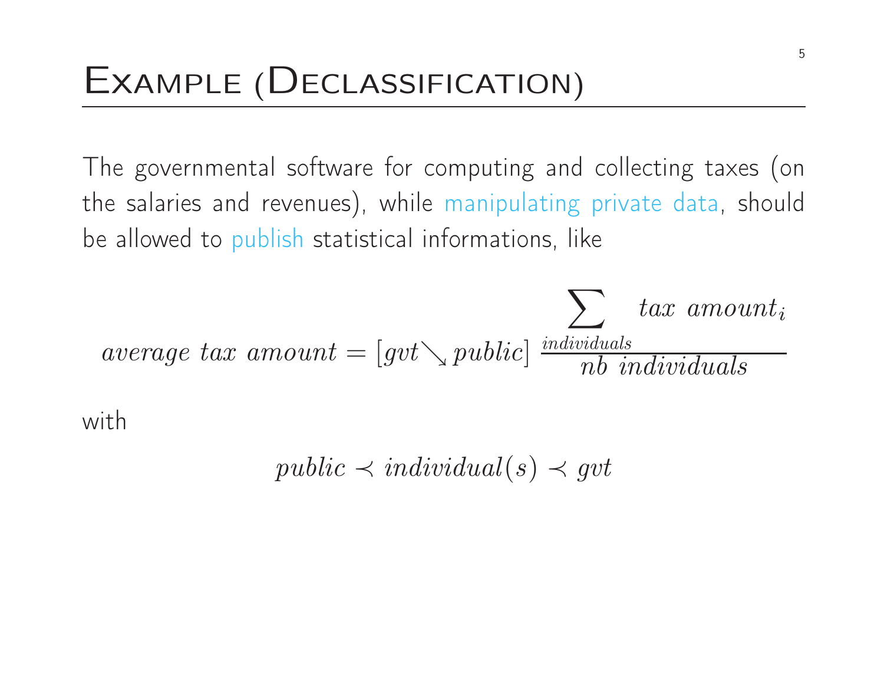# Example (Declassification)

The governmental software for computing and collecting taxes (on the salaries and revenues), while manipulating private data, should be allowed to publish statistical informations, like

$$average\ tax\ amount = [gvt \searrow public]\ \frac{\displaystyle\sum_{individuals} tax\ amount_i}{nb\ individuals}$$

with

$$public \prec individual(s) \prec gvt$$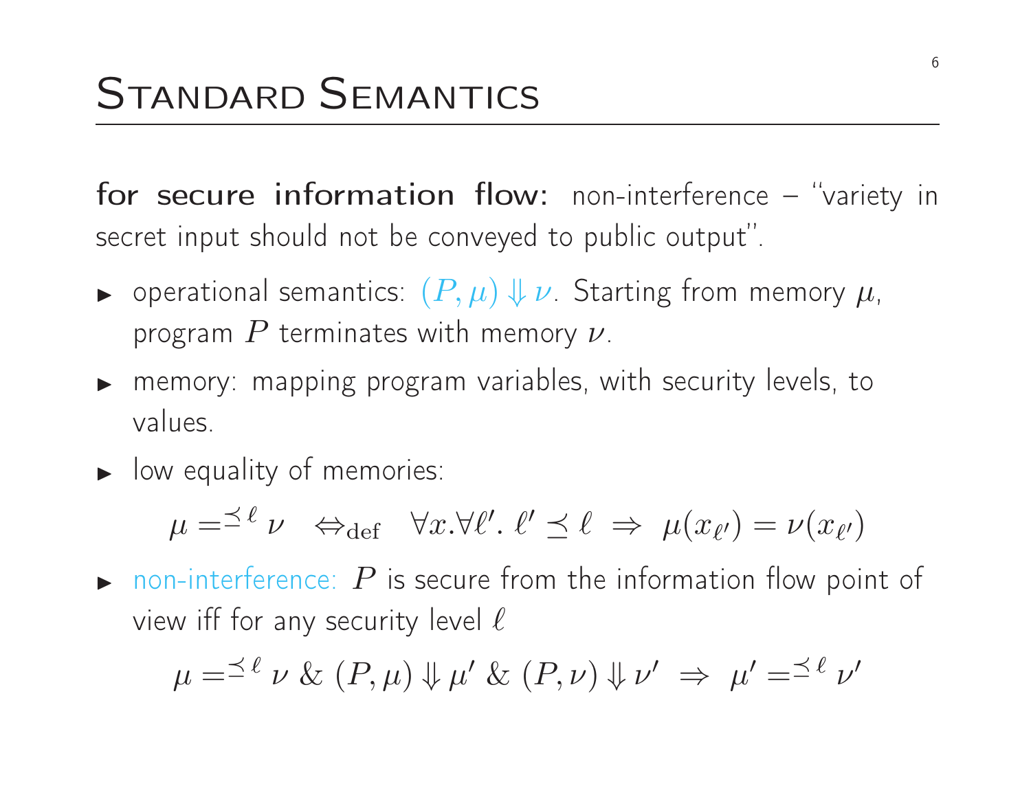# Standard Semantics

**for secure information flow:** non-interference – "variety in secret input should not be conveyed to public output".

- operational semantics: $(P, \mu) \Downarrow \nu$. Starting from memory $\mu$, program $P$ terminates with memory $\nu$.
- memory: mapping program variables, with security levels, to values.
- low equality of memories:

$$\mu =^{\preceq \ell} \nu \quad \Leftrightarrow_{\text{def}} \quad \forall x. \forall \ell'.\, \ell' \preceq \ell \;\Rightarrow\; \mu(x_{\ell'}) = \nu(x_{\ell'})$$

- non-interference: $P$ is secure from the information flow point of view iff for any security level $\ell$

$$\mu =^{\preceq \ell} \nu \;\&\; (P, \mu) \Downarrow \mu' \;\&\; (P, \nu) \Downarrow \nu' \;\Rightarrow\; \mu' =^{\preceq \ell} \nu'$$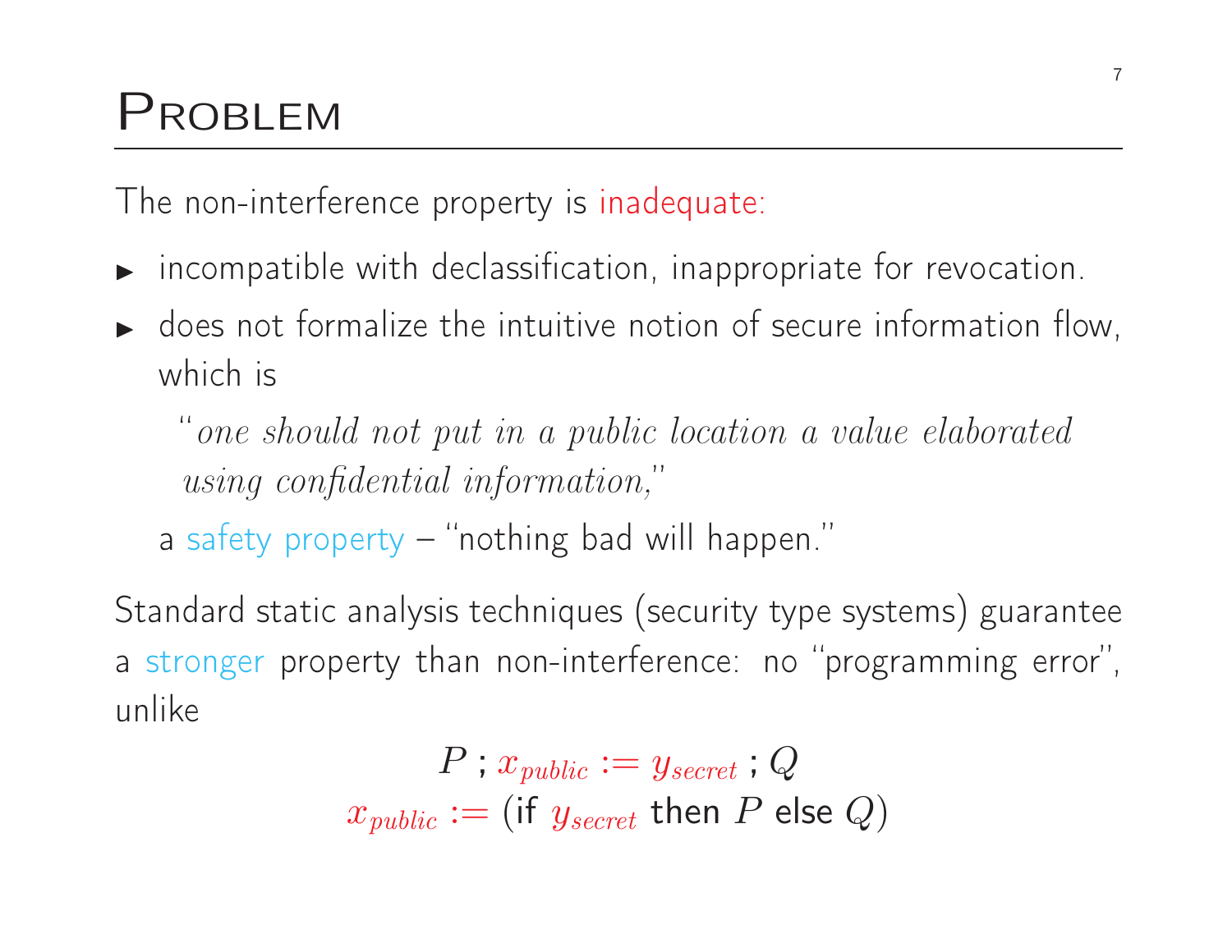# Problem

The non-interference property is inadequate:

- incompatible with declassification, inappropriate for revocation.
- does not formalize the intuitive notion of secure information flow, which is

  "*one should not put in a public location a value elaborated using confidential information,*"

  a safety property – "nothing bad will happen."

Standard static analysis techniques (security type systems) guarantee a stronger property than non-interference: no "programming error", unlike

$$P \text{ ; } x_{public} := y_{secret} \text{ ; } Q$$
$$x_{public} := (\text{if } y_{secret} \text{ then } P \text{ else } Q)$$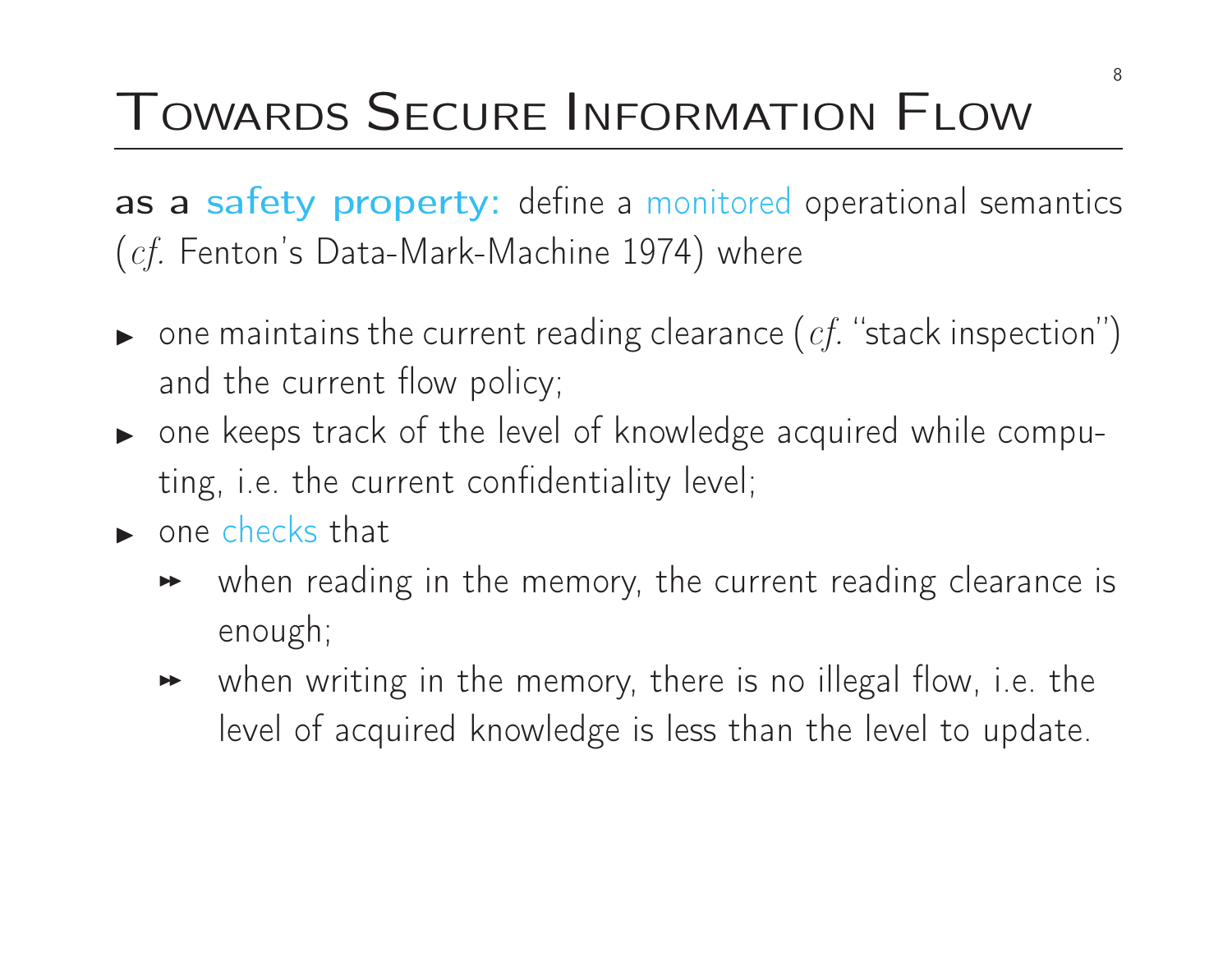# Towards Secure Information Flow

**as a safety property:** define a monitored operational semantics (*cf.* Fenton's Data-Mark-Machine 1974) where

- one maintains the current reading clearance (*cf.* "stack inspection") and the current flow policy;
- one keeps track of the level of knowledge acquired while computing, i.e. the current confidentiality level;
- one checks that
  - when reading in the memory, the current reading clearance is enough;
  - when writing in the memory, there is no illegal flow, i.e. the level of acquired knowledge is less than the level to update.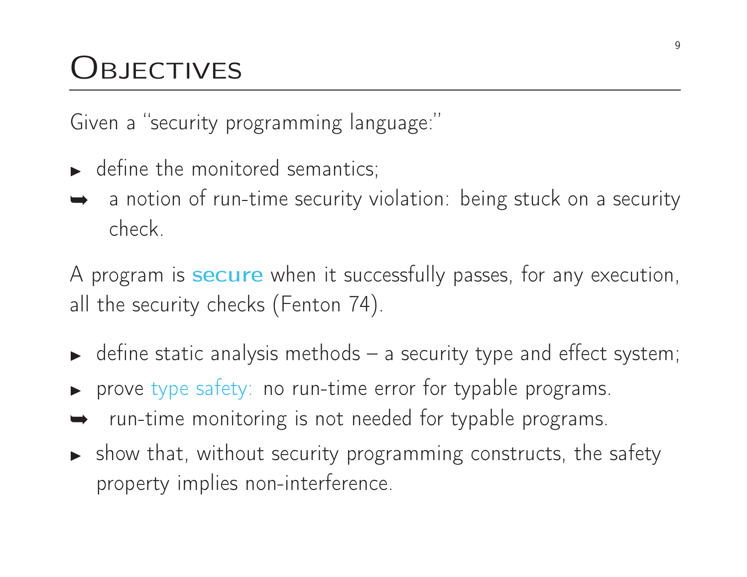# Objectives

Given a "security programming language:"

- define the monitored semantics;
- ➥ a notion of run-time security violation: being stuck on a security check.

A program is **secure** when it successfully passes, for any execution, all the security checks (Fenton 74).

- define static analysis methods – a security type and effect system;
- prove type safety: no run-time error for typable programs.
- ➥ run-time monitoring is not needed for typable programs.
- show that, without security programming constructs, the safety property implies non-interference.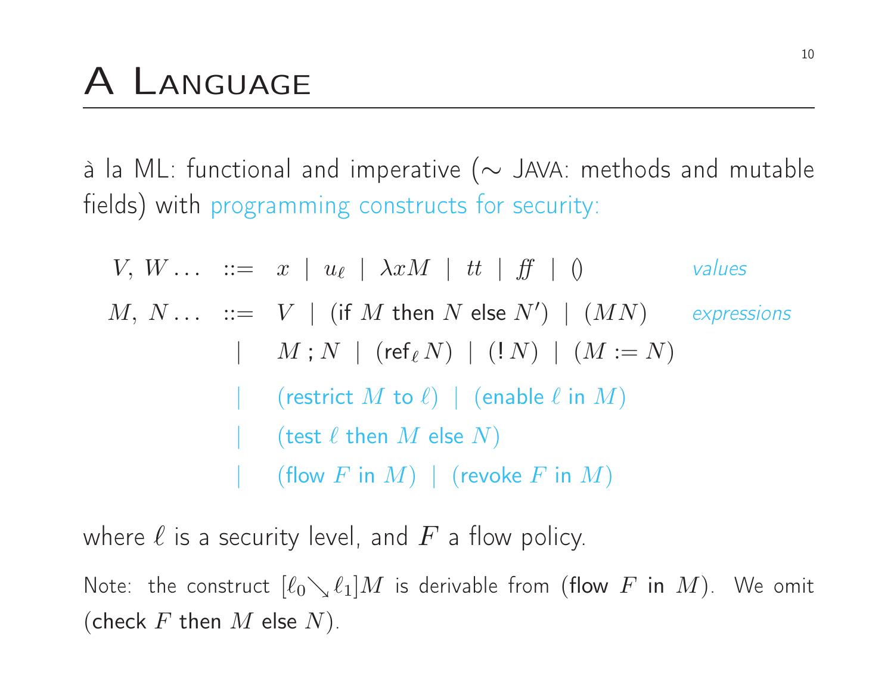# A Language

à la ML: functional and imperative (∼ Java: methods and mutable fields) with programming constructs for security:

$$
\begin{array}{rcll}
V,\, W \ldots & ::= & x \mid u_\ell \mid \lambda x M \mid tt \mid f\!f \mid () & \textit{values} \\
M,\, N \ldots & ::= & V \mid (\mathsf{if}\ M\ \mathsf{then}\ N\ \mathsf{else}\ N') \mid (MN) & \textit{expressions} \\
& \mid & M\,;N \mid (\mathsf{ref}_\ell\, N) \mid (!\, N) \mid (M := N) & \\
& \mid & (\mathsf{restrict}\ M\ \mathsf{to}\ \ell) \mid (\mathsf{enable}\ \ell\ \mathsf{in}\ M) & \\
& \mid & (\mathsf{test}\ \ell\ \mathsf{then}\ M\ \mathsf{else}\ N) & \\
& \mid & (\mathsf{flow}\ F\ \mathsf{in}\ M) \mid (\mathsf{revoke}\ F\ \mathsf{in}\ M) &
\end{array}
$$

where $\ell$ is a security level, and $F$ a flow policy.

Note: the construct $[\ell_0 \searrow \ell_1]M$ is derivable from (flow $F$ in $M$). We omit (check $F$ then $M$ else $N$).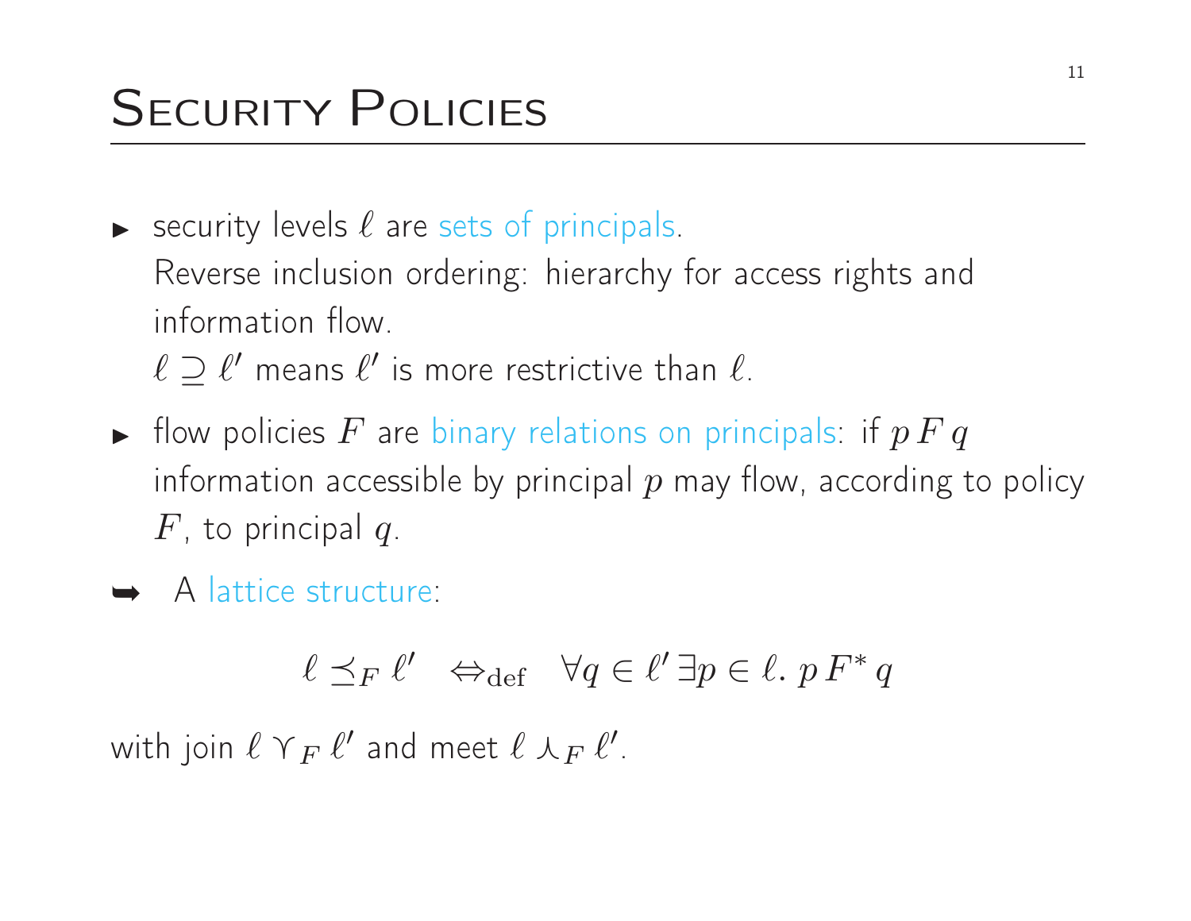# Security Policies

- security levels $\ell$ are sets of principals.
  Reverse inclusion ordering: hierarchy for access rights and information flow.
  $\ell \supseteq \ell'$ means $\ell'$ is more restrictive than $\ell$.
- flow policies $F$ are binary relations on principals: if $p\,F\,q$ information accessible by principal $p$ may flow, according to policy $F$, to principal $q$.

➥ A lattice structure:

$$\ell \preceq_F \ell' \quad \Leftrightarrow_{\text{def}} \quad \forall q \in \ell' \, \exists p \in \ell . \; p\,F^*\,q$$

with join $\ell \curlyvee_F \ell'$ and meet $\ell \curlywedge_F \ell'$.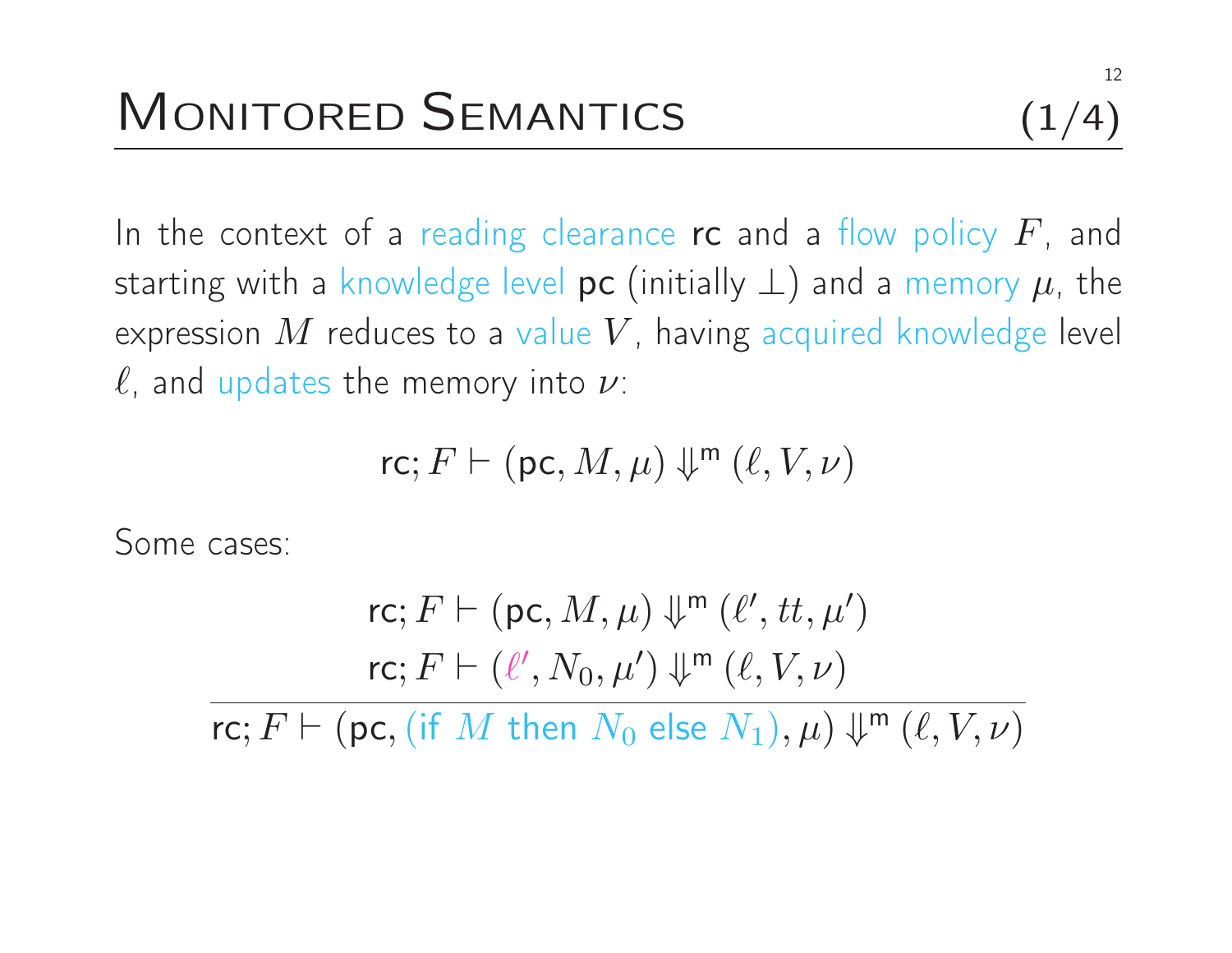# Monitored Semantics (1/4)

In the context of a reading clearance rc and a flow policy $F$, and starting with a knowledge level pc (initially $\bot$) and a memory $\mu$, the expression $M$ reduces to a value $V$, having acquired knowledge level $\ell$, and updates the memory into $\nu$:

$$\mathsf{rc}; F \vdash (\mathsf{pc}, M, \mu) \Downarrow^{\mathsf{m}} (\ell, V, \nu)$$

Some cases:

$$\frac{\begin{array}{c}\mathsf{rc}; F \vdash (\mathsf{pc}, M, \mu) \Downarrow^{\mathsf{m}} (\ell', tt, \mu') \\ \mathsf{rc}; F \vdash (\ell', N_0, \mu') \Downarrow^{\mathsf{m}} (\ell, V, \nu)\end{array}}{\mathsf{rc}; F \vdash (\mathsf{pc}, (\mathsf{if}\ M\ \mathsf{then}\ N_0\ \mathsf{else}\ N_1), \mu) \Downarrow^{\mathsf{m}} (\ell, V, \nu)}$$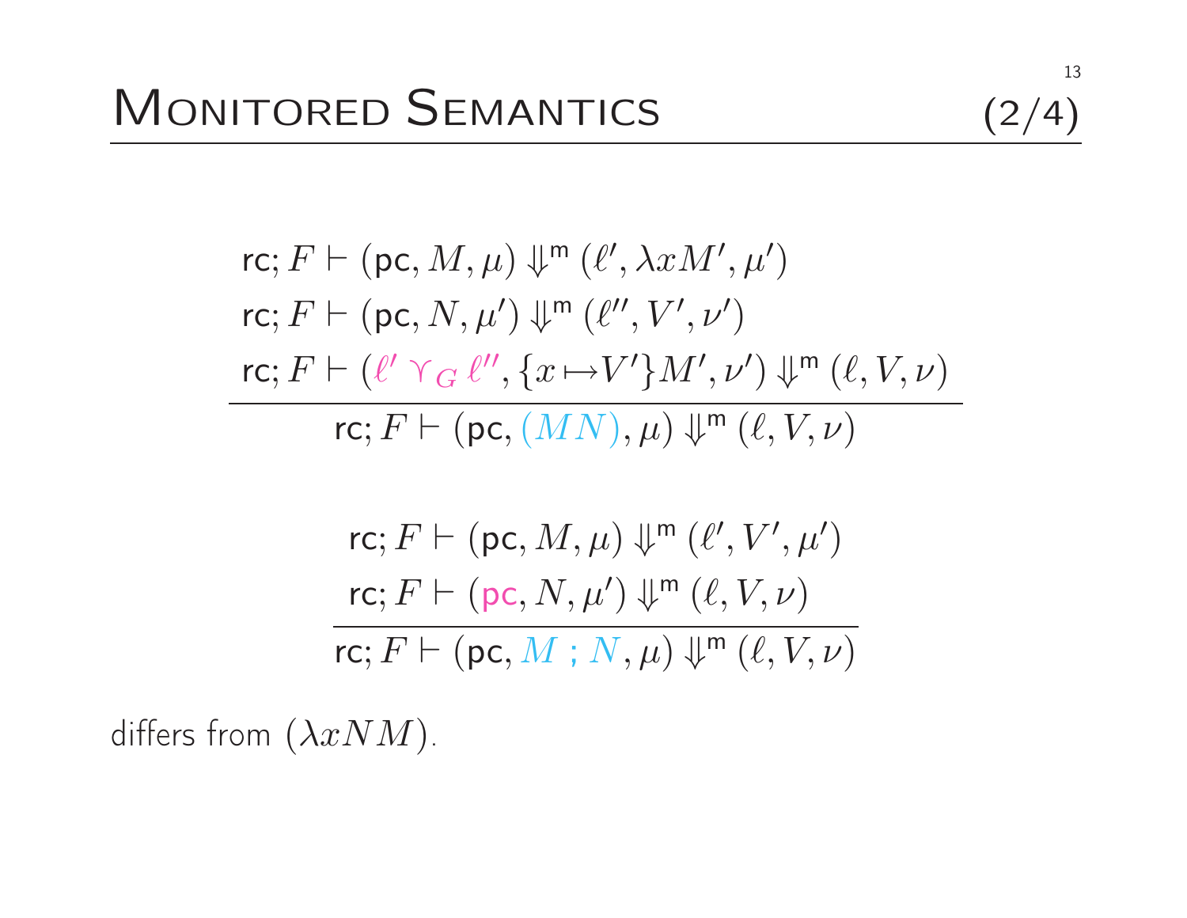# Monitored Semantics (2/4)

$$
\frac{
\begin{array}{l}
\mathsf{rc}; F \vdash (\mathsf{pc}, M, \mu) \Downarrow^{\mathsf{m}} (\ell', \lambda x M', \mu') \\
\mathsf{rc}; F \vdash (\mathsf{pc}, N, \mu') \Downarrow^{\mathsf{m}} (\ell'', V', \nu') \\
\mathsf{rc}; F \vdash (\ell' \curlyvee_G \ell'', \{x \mapsto V'\}M', \nu') \Downarrow^{\mathsf{m}} (\ell, V, \nu)
\end{array}
}{
\mathsf{rc}; F \vdash (\mathsf{pc}, (MN), \mu) \Downarrow^{\mathsf{m}} (\ell, V, \nu)
}
$$

$$
\frac{
\begin{array}{l}
\mathsf{rc}; F \vdash (\mathsf{pc}, M, \mu) \Downarrow^{\mathsf{m}} (\ell', V', \mu') \\
\mathsf{rc}; F \vdash (\mathsf{pc}, N, \mu') \Downarrow^{\mathsf{m}} (\ell, V, \nu)
\end{array}
}{
\mathsf{rc}; F \vdash (\mathsf{pc}, M \,;\, N, \mu) \Downarrow^{\mathsf{m}} (\ell, V, \nu)
}
$$

differs from $(\lambda x N M)$.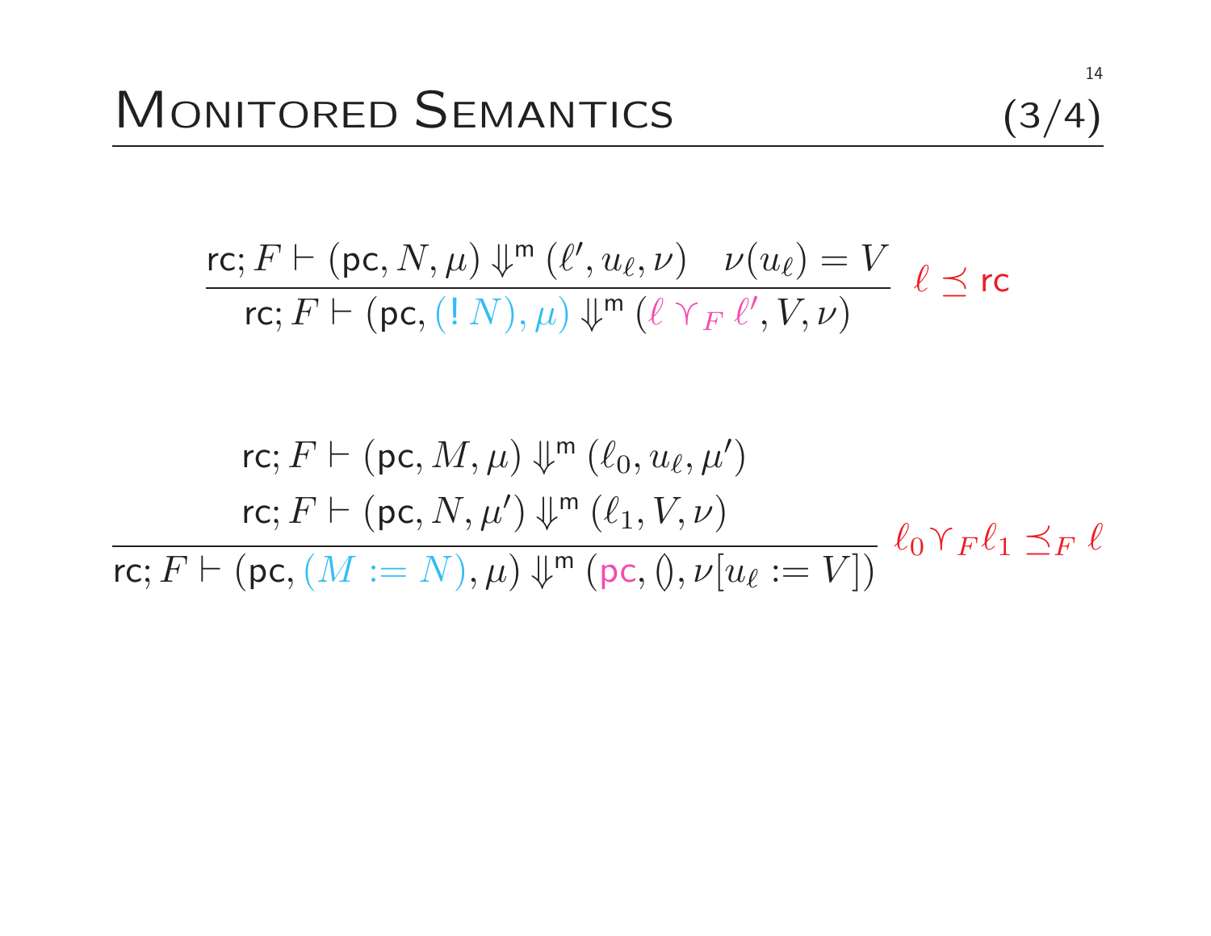# Monitored Semantics (3/4)

$$\frac{\mathsf{rc}; F \vdash (\mathsf{pc}, N, \mu) \Downarrow^{\mathsf{m}} (\ell', u_\ell, \nu) \quad \nu(u_\ell) = V}{\mathsf{rc}; F \vdash (\mathsf{pc}, (!\, N), \mu) \Downarrow^{\mathsf{m}} (\ell \curlyvee_F \ell', V, \nu)} \;\; \ell \preceq \mathsf{rc}$$

$$\frac{\begin{array}{c}\mathsf{rc}; F \vdash (\mathsf{pc}, M, \mu) \Downarrow^{\mathsf{m}} (\ell_0, u_\ell, \mu') \\ \mathsf{rc}; F \vdash (\mathsf{pc}, N, \mu') \Downarrow^{\mathsf{m}} (\ell_1, V, \nu)\end{array}}{\mathsf{rc}; F \vdash (\mathsf{pc}, (M := N), \mu) \Downarrow^{\mathsf{m}} (\mathsf{pc}, (), \nu[u_\ell := V])} \;\; \ell_0 \curlyvee_F \ell_1 \preceq_F \ell$$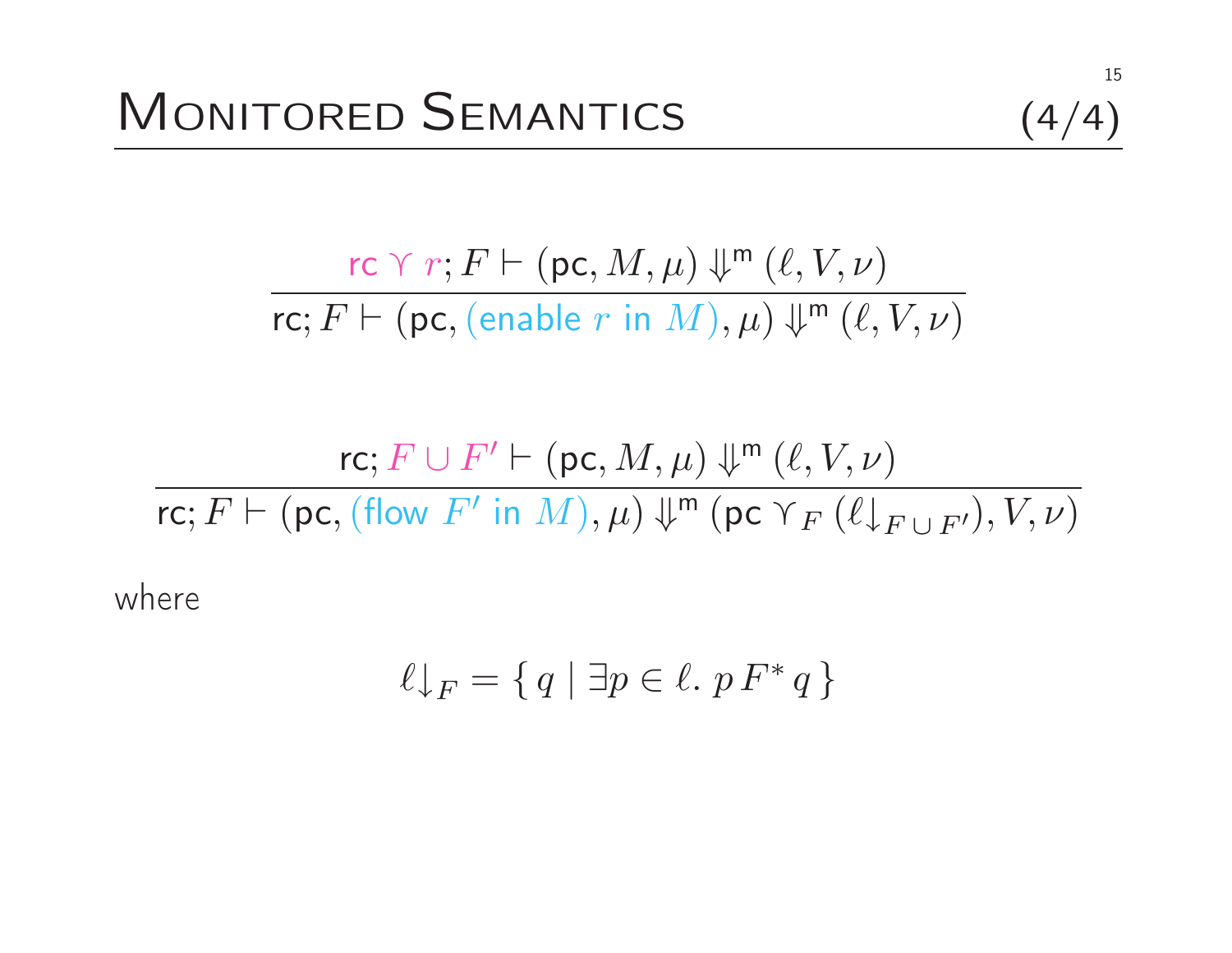# Monitored Semantics (4/4)

$$\frac{\mathsf{rc} \curlyvee r; F \vdash (\mathsf{pc}, M, \mu) \Downarrow^{\mathsf{m}} (\ell, V, \nu)}{\mathsf{rc}; F \vdash (\mathsf{pc}, (\textsf{enable } r \textsf{ in } M), \mu) \Downarrow^{\mathsf{m}} (\ell, V, \nu)}$$

$$\frac{\mathsf{rc}; F \cup F' \vdash (\mathsf{pc}, M, \mu) \Downarrow^{\mathsf{m}} (\ell, V, \nu)}{\mathsf{rc}; F \vdash (\mathsf{pc}, (\textsf{flow } F' \textsf{ in } M), \mu) \Downarrow^{\mathsf{m}} (\mathsf{pc} \curlyvee_F (\ell{\downarrow_{F \cup F'}}), V, \nu)}$$

where

$$\ell{\downarrow_F} = \{\, q \mid \exists p \in \ell.\ p\, F^*\, q \,\}$$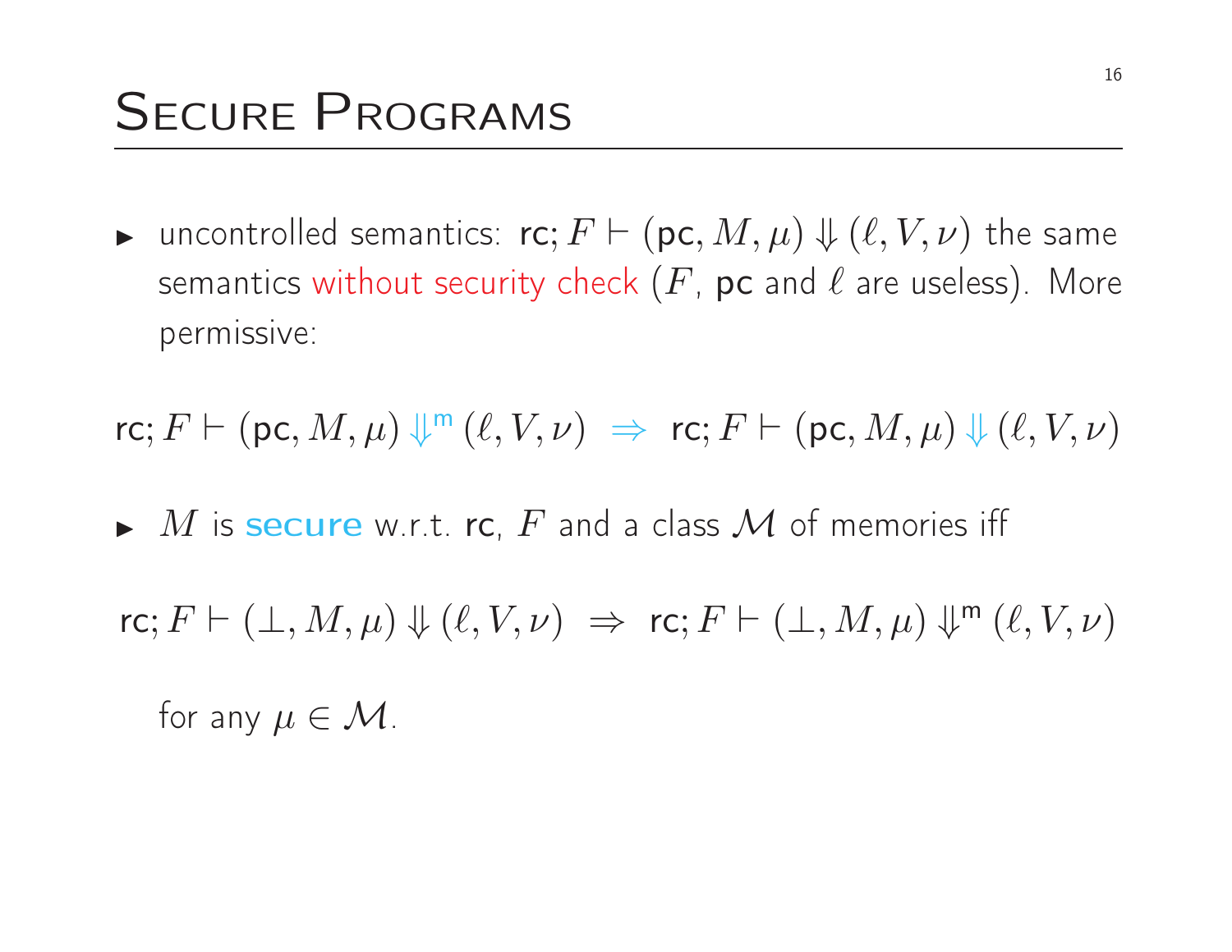# Secure Programs

- uncontrolled semantics: $\mathsf{rc}; F \vdash (\mathsf{pc}, M, \mu) \Downarrow (\ell, V, \nu)$ the same semantics without security check ($F$, $\mathsf{pc}$ and $\ell$ are useless). More permissive:

$$\mathsf{rc}; F \vdash (\mathsf{pc}, M, \mu) \Downarrow^{\mathsf{m}} (\ell, V, \nu) \;\Rightarrow\; \mathsf{rc}; F \vdash (\mathsf{pc}, M, \mu) \Downarrow (\ell, V, \nu)$$

- $M$ is **secure** w.r.t. $\mathsf{rc}$, $F$ and a class $\mathcal{M}$ of memories iff

$$\mathsf{rc}; F \vdash (\bot, M, \mu) \Downarrow (\ell, V, \nu) \;\Rightarrow\; \mathsf{rc}; F \vdash (\bot, M, \mu) \Downarrow^{\mathsf{m}} (\ell, V, \nu)$$

for any $\mu \in \mathcal{M}$.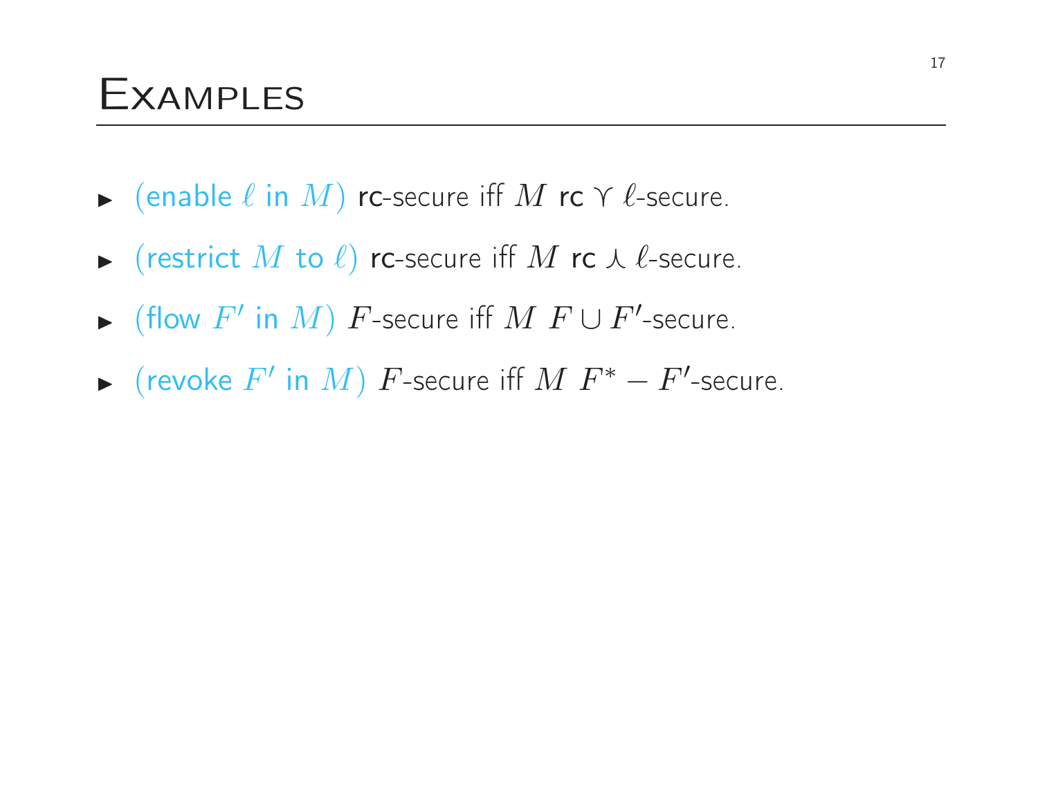# Examples

- (enable $\ell$ in $M$) rc-secure iff $M$ rc $\curlyvee$ $\ell$-secure.
- (restrict $M$ to $\ell$) rc-secure iff $M$ rc $\curlywedge$ $\ell$-secure.
- (flow $F'$ in $M$) $F$-secure iff $M$ $F \cup F'$-secure.
- (revoke $F'$ in $M$) $F$-secure iff $M$ $F^* - F'$-secure.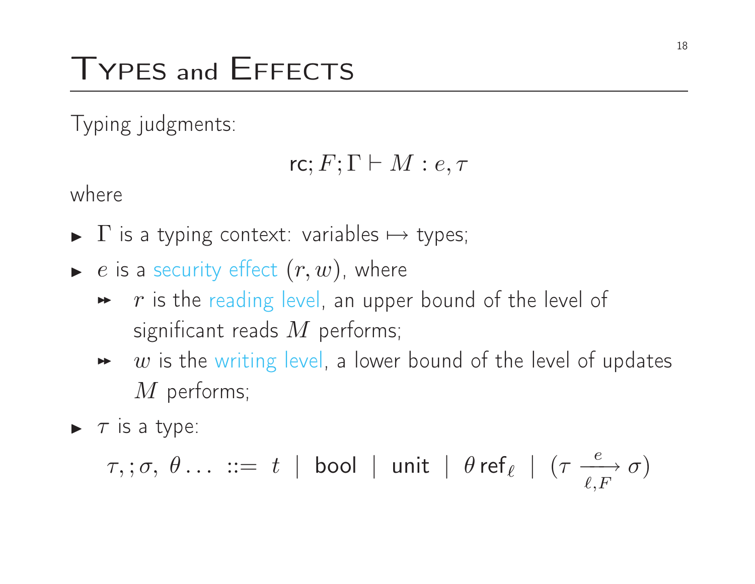# Types and Effects

Typing judgments:

$$\mathsf{rc}; F; \Gamma \vdash M : e, \tau$$

where

- $\Gamma$ is a typing context: variables $\mapsto$ types;
- $e$ is a security effect $(r, w)$, where
  - $r$ is the reading level, an upper bound of the level of significant reads $M$ performs;
  - $w$ is the writing level, a lower bound of the level of updates $M$ performs;
- $\tau$ is a type:

$$\tau, ;\sigma,\ \theta \ldots \ ::= \ t \ \mid \ \mathsf{bool} \ \mid \ \mathsf{unit} \ \mid \ \theta\,\mathsf{ref}_{\ell} \ \mid \ (\tau \xrightarrow[\ell, F]{e} \sigma)$$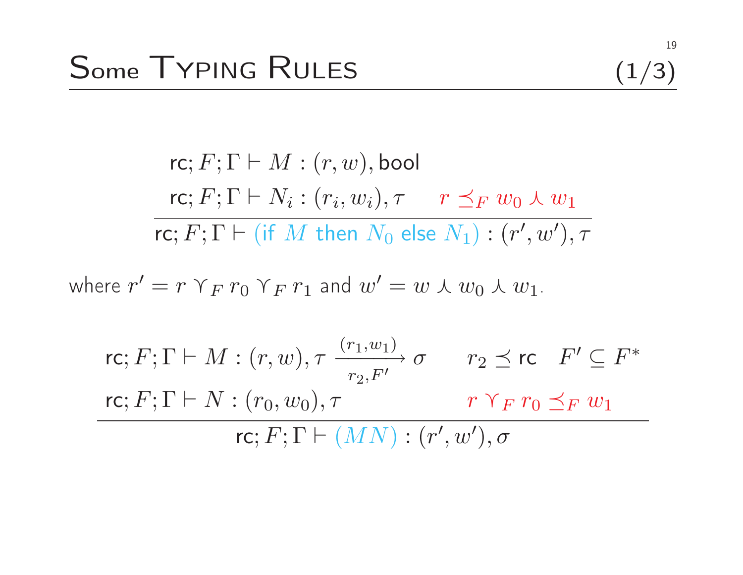# Some Typing Rules (1/3)

$$
\frac{
\begin{array}{c}
\mathsf{rc}; F; \Gamma \vdash M : (r, w), \mathsf{bool} \\
\mathsf{rc}; F; \Gamma \vdash N_i : (r_i, w_i), \tau \qquad r \preceq_F w_0 \curlywedge w_1
\end{array}
}{
\mathsf{rc}; F; \Gamma \vdash (\mathsf{if}\ M\ \mathsf{then}\ N_0\ \mathsf{else}\ N_1) : (r', w'), \tau
}
$$

where $r' = r \curlyvee_F r_0 \curlyvee_F r_1$ and $w' = w \curlywedge w_0 \curlywedge w_1$.

$$
\frac{
\begin{array}{ll}
\mathsf{rc}; F; \Gamma \vdash M : (r, w), \tau \xrightarrow[r_2, F']{(r_1, w_1)} \sigma & r_2 \preceq \mathsf{rc} \quad F' \subseteq F^* \\
\mathsf{rc}; F; \Gamma \vdash N : (r_0, w_0), \tau & r \curlyvee_F r_0 \preceq_F w_1
\end{array}
}{
\mathsf{rc}; F; \Gamma \vdash (M N) : (r', w'), \sigma
}
$$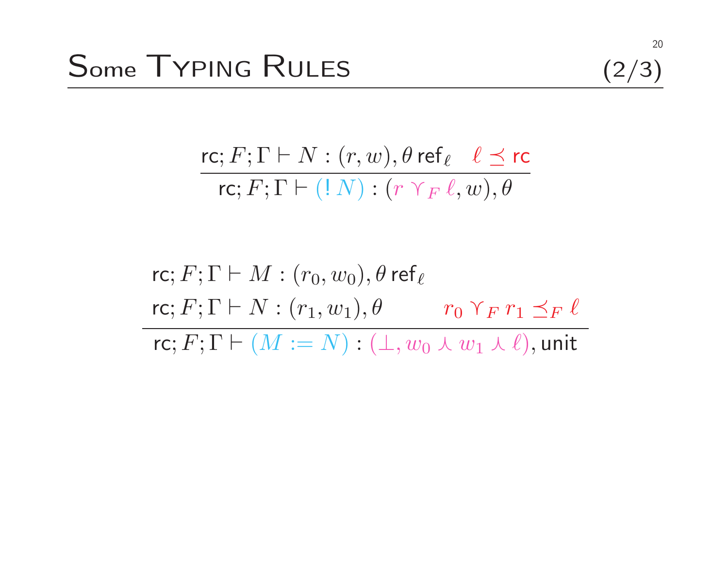# Some Typing Rules (2/3)

$$\frac{\mathsf{rc}; F; \Gamma \vdash N : (r, w), \theta\, \mathsf{ref}_\ell \quad \ell \preceq \mathsf{rc}}{\mathsf{rc}; F; \Gamma \vdash (!\, N) : (r \curlyvee_F \ell, w), \theta}$$

$$\frac{\begin{array}{ll} \mathsf{rc}; F; \Gamma \vdash M : (r_0, w_0), \theta\, \mathsf{ref}_\ell & \\ \mathsf{rc}; F; \Gamma \vdash N : (r_1, w_1), \theta & r_0 \curlyvee_F r_1 \preceq_F \ell \end{array}}{\mathsf{rc}; F; \Gamma \vdash (M := N) : (\bot, w_0 \curlywedge w_1 \curlywedge \ell), \mathsf{unit}}$$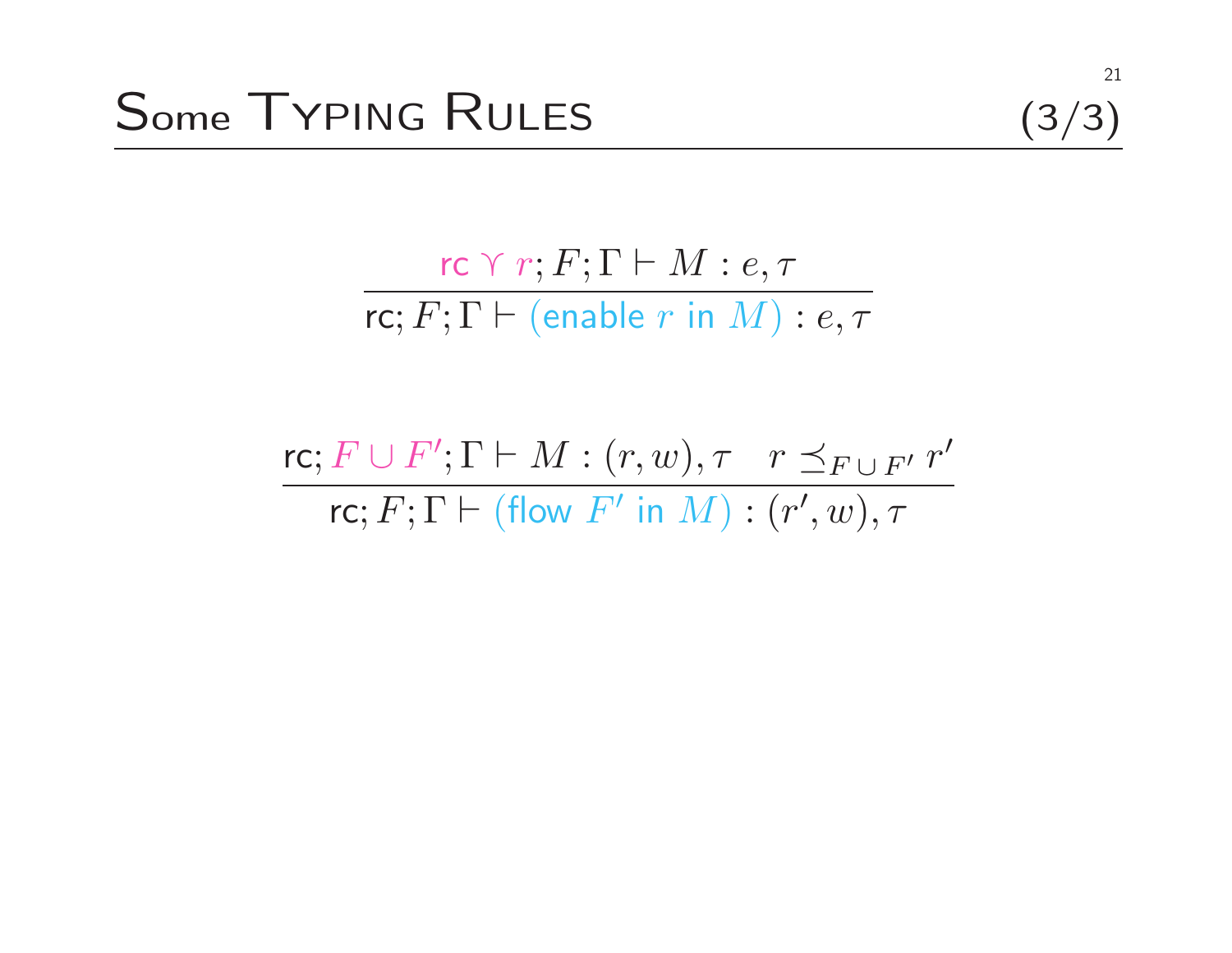# Some Typing Rules (3/3)

$$\frac{\mathsf{rc} \curlyvee r; F; \Gamma \vdash M : e, \tau}{\mathsf{rc}; F; \Gamma \vdash (\mathsf{enable}\ r\ \mathsf{in}\ M) : e, \tau}$$

$$\frac{\mathsf{rc}; F \cup F'; \Gamma \vdash M : (r, w), \tau \quad r \preceq_{F \cup F'} r'}{\mathsf{rc}; F; \Gamma \vdash (\mathsf{flow}\ F'\ \mathsf{in}\ M) : (r', w), \tau}$$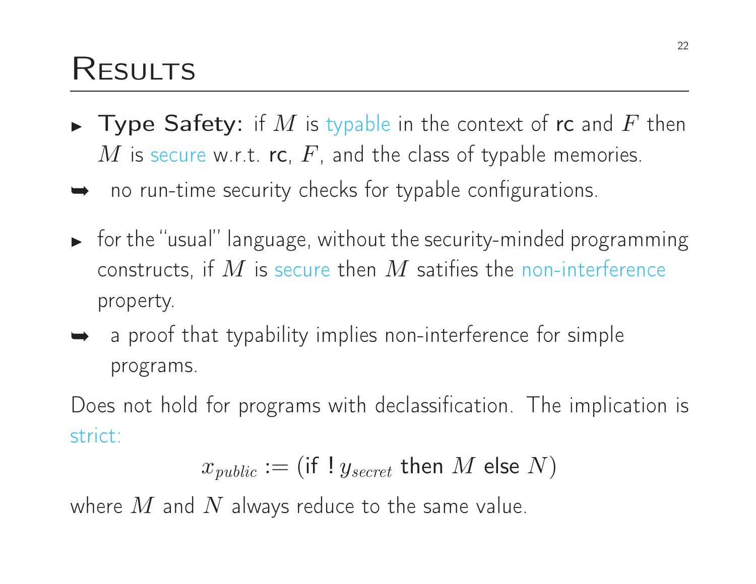# Results

- **Type Safety:** if $M$ is typable in the context of rc and $F$ then $M$ is secure w.r.t. rc, $F$, and the class of typable memories.

➥ no run-time security checks for typable configurations.

- for the "usual" language, without the security-minded programming constructs, if $M$ is secure then $M$ satifies the non-interference property.

➥ a proof that typability implies non-interference for simple programs.

Does not hold for programs with declassification. The implication is strict:

$$x_{public} := (\textsf{if } !\, y_{secret} \textsf{ then } M \textsf{ else } N)$$

where $M$ and $N$ always reduce to the same value.